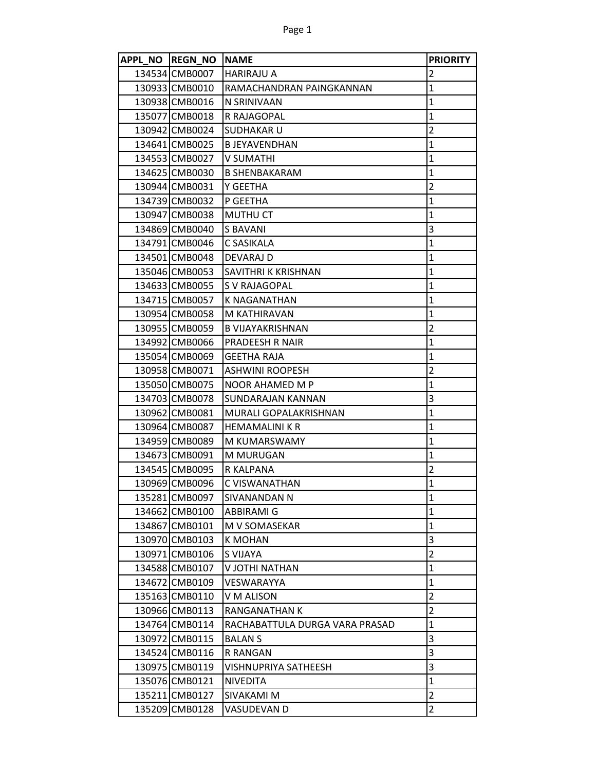| APPL_NO | REGN_NO | NAME | PRIORITY |
|---|---|---|---|
| 134534 | CMB0007 | HARIRAJU A | 2 |
| 130933 | CMB0010 | RAMACHANDRAN PAINGKANNAN | 1 |
| 130938 | CMB0016 | N SRINIVAAN | 1 |
| 135077 | CMB0018 | R RAJAGOPAL | 1 |
| 130942 | CMB0024 | SUDHAKAR U | 2 |
| 134641 | CMB0025 | B JEYAVENDHAN | 1 |
| 134553 | CMB0027 | V SUMATHI | 1 |
| 134625 | CMB0030 | B SHENBAKARAM | 1 |
| 130944 | CMB0031 | Y GEETHA | 2 |
| 134739 | CMB0032 | P GEETHA | 1 |
| 130947 | CMB0038 | MUTHU CT | 1 |
| 134869 | CMB0040 | S BAVANI | 3 |
| 134791 | CMB0046 | C SASIKALA | 1 |
| 134501 | CMB0048 | DEVARAJ D | 1 |
| 135046 | CMB0053 | SAVITHRI K KRISHNAN | 1 |
| 134633 | CMB0055 | S V RAJAGOPAL | 1 |
| 134715 | CMB0057 | K NAGANATHAN | 1 |
| 130954 | CMB0058 | M KATHIRAVAN | 1 |
| 130955 | CMB0059 | B VIJAYAKRISHNAN | 2 |
| 134992 | CMB0066 | PRADEESH R NAIR | 1 |
| 135054 | CMB0069 | GEETHA RAJA | 1 |
| 130958 | CMB0071 | ASHWINI ROOPESH | 2 |
| 135050 | CMB0075 | NOOR AHAMED M P | 1 |
| 134703 | CMB0078 | SUNDARAJAN KANNAN | 3 |
| 130962 | CMB0081 | MURALI GOPALAKRISHNAN | 1 |
| 130964 | CMB0087 | HEMAMALINI K R | 1 |
| 134959 | CMB0089 | M KUMARSWAMY | 1 |
| 134673 | CMB0091 | M MURUGAN | 1 |
| 134545 | CMB0095 | R KALPANA | 2 |
| 130969 | CMB0096 | C VISWANATHAN | 1 |
| 135281 | CMB0097 | SIVANANDAN N | 1 |
| 134662 | CMB0100 | ABBIRAMI G | 1 |
| 134867 | CMB0101 | M V SOMASEKAR | 1 |
| 130970 | CMB0103 | K MOHAN | 3 |
| 130971 | CMB0106 | S VIJAYA | 2 |
| 134588 | CMB0107 | V JOTHI NATHAN | 1 |
| 134672 | CMB0109 | VESWARAYYA | 1 |
| 135163 | CMB0110 | V M ALISON | 2 |
| 130966 | CMB0113 | RANGANATHAN K | 2 |
| 134764 | CMB0114 | RACHABATTULA DURGA VARA PRASAD | 1 |
| 130972 | CMB0115 | BALAN S | 3 |
| 134524 | CMB0116 | R RANGAN | 3 |
| 130975 | CMB0119 | VISHNUPRIYA SATHEESH | 3 |
| 135076 | CMB0121 | NIVEDITA | 1 |
| 135211 | CMB0127 | SIVAKAMI M | 2 |
| 135209 | CMB0128 | VASUDEVAN D | 2 |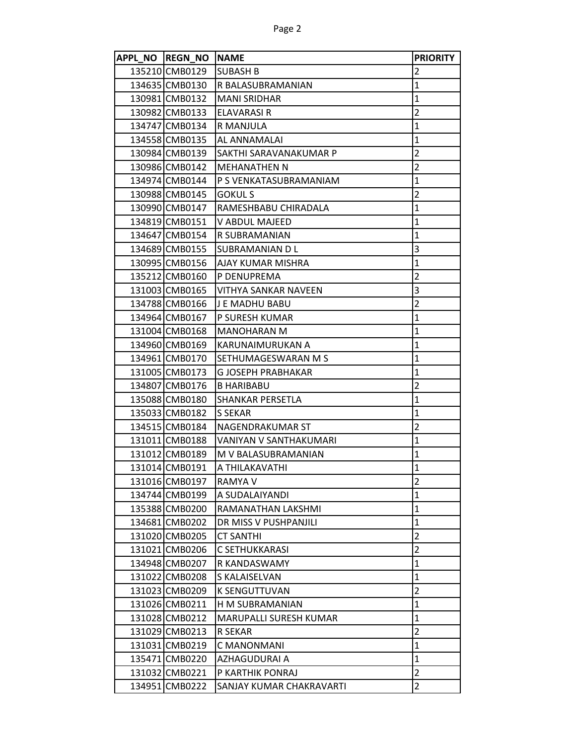| APPL_NO | REGN_NO | NAME | PRIORITY |
|---|---|---|---|
| 135210 | CMB0129 | SUBASH B | 2 |
| 134635 | CMB0130 | R BALASUBRAMANIAN | 1 |
| 130981 | CMB0132 | MANI SRIDHAR | 1 |
| 130982 | CMB0133 | ELAVARASI R | 2 |
| 134747 | CMB0134 | R MANJULA | 1 |
| 134558 | CMB0135 | AL ANNAMALAI | 1 |
| 130984 | CMB0139 | SAKTHI SARAVANAKUMAR P | 2 |
| 130986 | CMB0142 | MEHANATHEN N | 2 |
| 134974 | CMB0144 | P S VENKATASUBRAMANIAM | 1 |
| 130988 | CMB0145 | GOKUL S | 2 |
| 130990 | CMB0147 | RAMESHBABU CHIRADALA | 1 |
| 134819 | CMB0151 | V ABDUL MAJEED | 1 |
| 134647 | CMB0154 | R SUBRAMANIAN | 1 |
| 134689 | CMB0155 | SUBRAMANIAN D L | 3 |
| 130995 | CMB0156 | AJAY KUMAR MISHRA | 1 |
| 135212 | CMB0160 | P DENUPREMA | 2 |
| 131003 | CMB0165 | VITHYA SANKAR NAVEEN | 3 |
| 134788 | CMB0166 | J E MADHU BABU | 2 |
| 134964 | CMB0167 | P SURESH KUMAR | 1 |
| 131004 | CMB0168 | MANOHARAN M | 1 |
| 134960 | CMB0169 | KARUNAIMURUKAN A | 1 |
| 134961 | CMB0170 | SETHUMAGESWARAN M S | 1 |
| 131005 | CMB0173 | G JOSEPH PRABHAKAR | 1 |
| 134807 | CMB0176 | B HARIBABU | 2 |
| 135088 | CMB0180 | SHANKAR PERSETLA | 1 |
| 135033 | CMB0182 | S SEKAR | 1 |
| 134515 | CMB0184 | NAGENDRAKUMAR ST | 2 |
| 131011 | CMB0188 | VANIYAN V SANTHAKUMARI | 1 |
| 131012 | CMB0189 | M V BALASUBRAMANIAN | 1 |
| 131014 | CMB0191 | A THILAKAVATHI | 1 |
| 131016 | CMB0197 | RAMYA V | 2 |
| 134744 | CMB0199 | A SUDALAIYANDI | 1 |
| 135388 | CMB0200 | RAMANATHAN LAKSHMI | 1 |
| 134681 | CMB0202 | DR MISS V PUSHPANJILI | 1 |
| 131020 | CMB0205 | CT SANTHI | 2 |
| 131021 | CMB0206 | C SETHUKKARASI | 2 |
| 134948 | CMB0207 | R KANDASWAMY | 1 |
| 131022 | CMB0208 | S KALAISELVAN | 1 |
| 131023 | CMB0209 | K SENGUTTUVAN | 2 |
| 131026 | CMB0211 | H M SUBRAMANIAN | 1 |
| 131028 | CMB0212 | MARUPALLI SURESH KUMAR | 1 |
| 131029 | CMB0213 | R SEKAR | 2 |
| 131031 | CMB0219 | C MANONMANI | 1 |
| 135471 | CMB0220 | AZHAGUDURAI A | 1 |
| 131032 | CMB0221 | P KARTHIK PONRAJ | 2 |
| 134951 | CMB0222 | SANJAY KUMAR CHAKRAVARTI | 2 |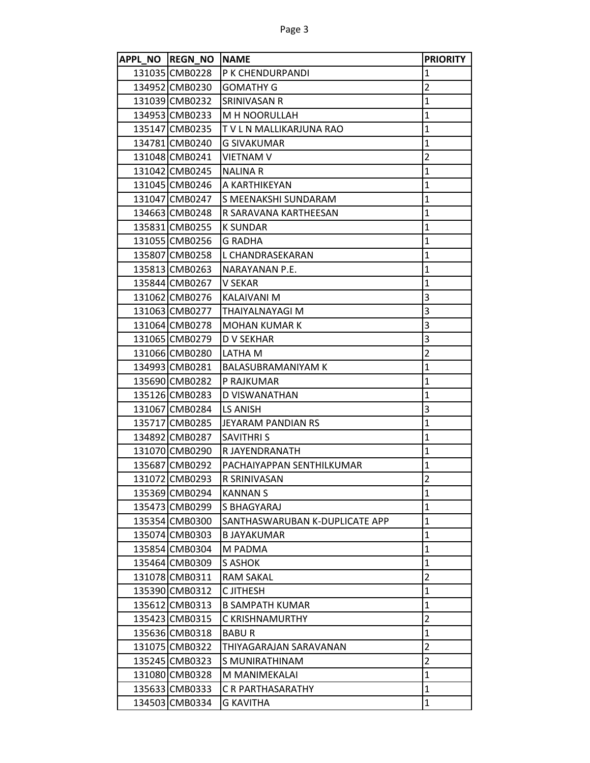| APPL_NO | REGN_NO | NAME | PRIORITY |
|---|---|---|---|
| 131035 | CMB0228 | P K CHENDURPANDI | 1 |
| 134952 | CMB0230 | GOMATHY G | 2 |
| 131039 | CMB0232 | SRINIVASAN R | 1 |
| 134953 | CMB0233 | M H NOORULLAH | 1 |
| 135147 | CMB0235 | T V L N MALLIKARJUNA RAO | 1 |
| 134781 | CMB0240 | G SIVAKUMAR | 1 |
| 131048 | CMB0241 | VIETNAM V | 2 |
| 131042 | CMB0245 | NALINA R | 1 |
| 131045 | CMB0246 | A KARTHIKEYAN | 1 |
| 131047 | CMB0247 | S MEENAKSHI SUNDARAM | 1 |
| 134663 | CMB0248 | R SARAVANA KARTHEESAN | 1 |
| 135831 | CMB0255 | K SUNDAR | 1 |
| 131055 | CMB0256 | G RADHA | 1 |
| 135807 | CMB0258 | L CHANDRASEKARAN | 1 |
| 135813 | CMB0263 | NARAYANAN P.E. | 1 |
| 135844 | CMB0267 | V SEKAR | 1 |
| 131062 | CMB0276 | KALAIVANI M | 3 |
| 131063 | CMB0277 | THAIYALNAYAGI M | 3 |
| 131064 | CMB0278 | MOHAN KUMAR K | 3 |
| 131065 | CMB0279 | D V SEKHAR | 3 |
| 131066 | CMB0280 | LATHA M | 2 |
| 134993 | CMB0281 | BALASUBRAMANIYAM K | 1 |
| 135690 | CMB0282 | P RAJKUMAR | 1 |
| 135126 | CMB0283 | D VISWANATHAN | 1 |
| 131067 | CMB0284 | LS ANISH | 3 |
| 135717 | CMB0285 | JEYARAM PANDIAN RS | 1 |
| 134892 | CMB0287 | SAVITHRI S | 1 |
| 131070 | CMB0290 | R JAYENDRANATH | 1 |
| 135687 | CMB0292 | PACHAIYAPPAN SENTHILKUMAR | 1 |
| 131072 | CMB0293 | R SRINIVASAN | 2 |
| 135369 | CMB0294 | KANNAN S | 1 |
| 135473 | CMB0299 | S BHAGYARAJ | 1 |
| 135354 | CMB0300 | SANTHASWARUBAN K-DUPLICATE APP | 1 |
| 135074 | CMB0303 | B JAYAKUMAR | 1 |
| 135854 | CMB0304 | M PADMA | 1 |
| 135464 | CMB0309 | S ASHOK | 1 |
| 131078 | CMB0311 | RAM SAKAL | 2 |
| 135390 | CMB0312 | C JITHESH | 1 |
| 135612 | CMB0313 | B SAMPATH KUMAR | 1 |
| 135423 | CMB0315 | C KRISHNAMURTHY | 2 |
| 135636 | CMB0318 | BABU R | 1 |
| 131075 | CMB0322 | THIYAGARAJAN SARAVANAN | 2 |
| 135245 | CMB0323 | S MUNIRATHINAM | 2 |
| 131080 | CMB0328 | M MANIMEKALAI | 1 |
| 135633 | CMB0333 | C R PARTHASARATHY | 1 |
| 134503 | CMB0334 | G KAVITHA | 1 |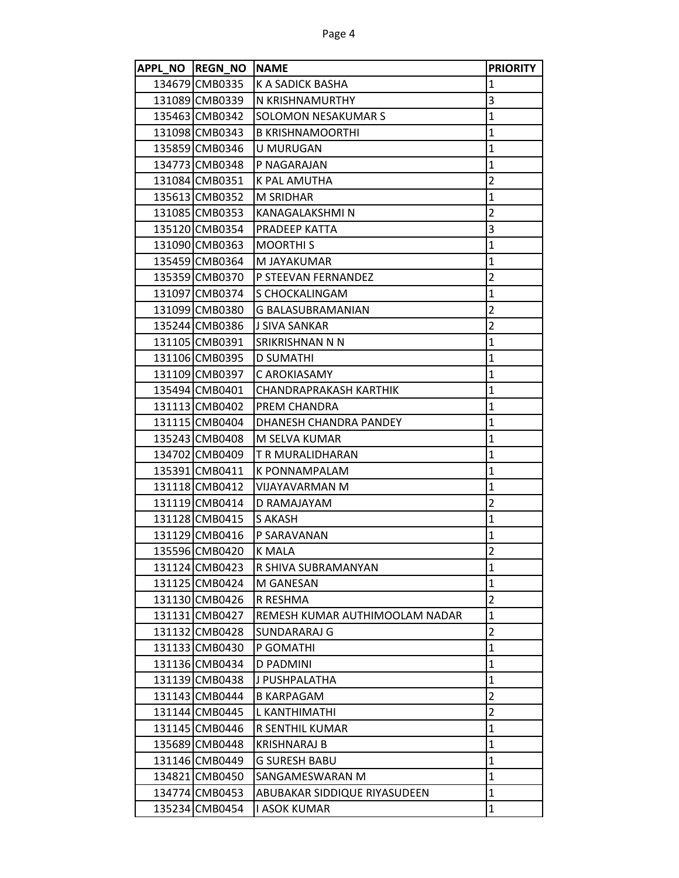| APPL_NO | REGN_NO | NAME | PRIORITY |
|---|---|---|---|
| 134679 | CMB0335 | K A SADICK BASHA | 1 |
| 131089 | CMB0339 | N KRISHNAMURTHY | 3 |
| 135463 | CMB0342 | SOLOMON NESAKUMAR S | 1 |
| 131098 | CMB0343 | B KRISHNAMOORTHI | 1 |
| 135859 | CMB0346 | U MURUGAN | 1 |
| 134773 | CMB0348 | P NAGARAJAN | 1 |
| 131084 | CMB0351 | K PAL AMUTHA | 2 |
| 135613 | CMB0352 | M SRIDHAR | 1 |
| 131085 | CMB0353 | KANAGALAKSHMI N | 2 |
| 135120 | CMB0354 | PRADEEP KATTA | 3 |
| 131090 | CMB0363 | MOORTHI S | 1 |
| 135459 | CMB0364 | M JAYAKUMAR | 1 |
| 135359 | CMB0370 | P STEEVAN FERNANDEZ | 2 |
| 131097 | CMB0374 | S CHOCKALINGAM | 1 |
| 131099 | CMB0380 | G BALASUBRAMANIAN | 2 |
| 135244 | CMB0386 | J SIVA SANKAR | 2 |
| 131105 | CMB0391 | SRIKRISHNAN N N | 1 |
| 131106 | CMB0395 | D SUMATHI | 1 |
| 131109 | CMB0397 | C AROKIASAMY | 1 |
| 135494 | CMB0401 | CHANDRAPRAKASH KARTHIK | 1 |
| 131113 | CMB0402 | PREM CHANDRA | 1 |
| 131115 | CMB0404 | DHANESH CHANDRA PANDEY | 1 |
| 135243 | CMB0408 | M SELVA KUMAR | 1 |
| 134702 | CMB0409 | T R MURALIDHARAN | 1 |
| 135391 | CMB0411 | K PONNAMPALAM | 1 |
| 131118 | CMB0412 | VIJAYAVARMAN M | 1 |
| 131119 | CMB0414 | D RAMAJAYAM | 2 |
| 131128 | CMB0415 | S AKASH | 1 |
| 131129 | CMB0416 | P SARAVANAN | 1 |
| 135596 | CMB0420 | K MALA | 2 |
| 131124 | CMB0423 | R SHIVA SUBRAMANYAN | 1 |
| 131125 | CMB0424 | M GANESAN | 1 |
| 131130 | CMB0426 | R RESHMA | 2 |
| 131131 | CMB0427 | REMESH KUMAR AUTHIMOOLAM NADAR | 1 |
| 131132 | CMB0428 | SUNDARARAJ G | 2 |
| 131133 | CMB0430 | P GOMATHI | 1 |
| 131136 | CMB0434 | D PADMINI | 1 |
| 131139 | CMB0438 | J PUSHPALATHA | 1 |
| 131143 | CMB0444 | B KARPAGAM | 2 |
| 131144 | CMB0445 | L KANTHIMATHI | 2 |
| 131145 | CMB0446 | R SENTHIL KUMAR | 1 |
| 135689 | CMB0448 | KRISHNARAJ B | 1 |
| 131146 | CMB0449 | G SURESH BABU | 1 |
| 134821 | CMB0450 | SANGAMESWARAN M | 1 |
| 134774 | CMB0453 | ABUBAKAR SIDDIQUE RIYASUDEEN | 1 |
| 135234 | CMB0454 | I ASOK KUMAR | 1 |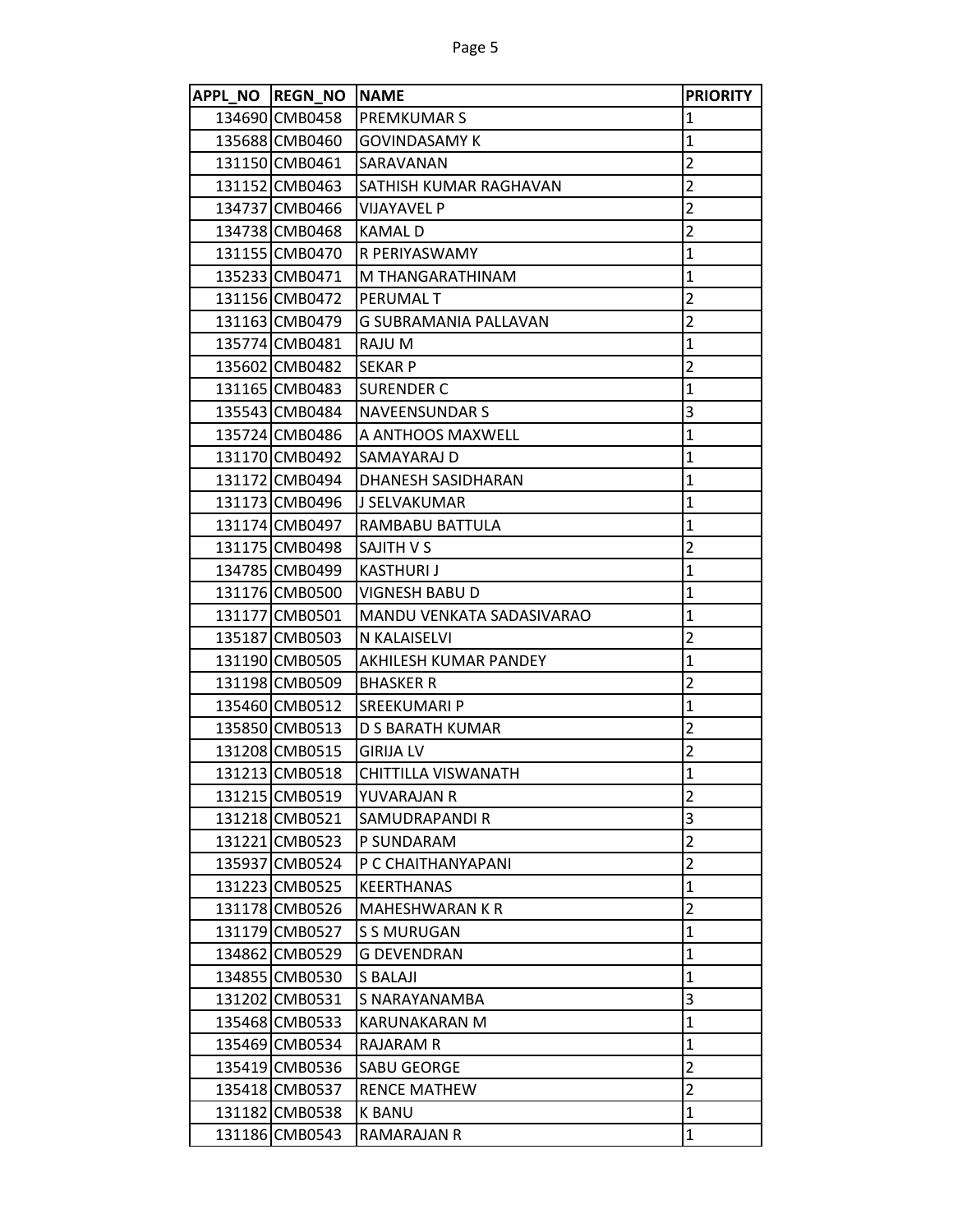| APPL_NO | REGN_NO | NAME | PRIORITY |
|---|---|---|---|
| 134690 | CMB0458 | PREMKUMAR S | 1 |
| 135688 | CMB0460 | GOVINDASAMY K | 1 |
| 131150 | CMB0461 | SARAVANAN | 2 |
| 131152 | CMB0463 | SATHISH KUMAR RAGHAVAN | 2 |
| 134737 | CMB0466 | VIJAYAVEL P | 2 |
| 134738 | CMB0468 | KAMAL D | 2 |
| 131155 | CMB0470 | R PERIYASWAMY | 1 |
| 135233 | CMB0471 | M THANGARATHINAM | 1 |
| 131156 | CMB0472 | PERUMAL T | 2 |
| 131163 | CMB0479 | G SUBRAMANIA PALLAVAN | 2 |
| 135774 | CMB0481 | RAJU M | 1 |
| 135602 | CMB0482 | SEKAR P | 2 |
| 131165 | CMB0483 | SURENDER C | 1 |
| 135543 | CMB0484 | NAVEENSUNDAR S | 3 |
| 135724 | CMB0486 | A ANTHOOS MAXWELL | 1 |
| 131170 | CMB0492 | SAMAYARAJ D | 1 |
| 131172 | CMB0494 | DHANESH SASIDHARAN | 1 |
| 131173 | CMB0496 | J SELVAKUMAR | 1 |
| 131174 | CMB0497 | RAMBABU BATTULA | 1 |
| 131175 | CMB0498 | SAJITH V S | 2 |
| 134785 | CMB0499 | KASTHURI J | 1 |
| 131176 | CMB0500 | VIGNESH BABU D | 1 |
| 131177 | CMB0501 | MANDU VENKATA SADASIVARAO | 1 |
| 135187 | CMB0503 | N KALAISELVI | 2 |
| 131190 | CMB0505 | AKHILESH KUMAR PANDEY | 1 |
| 131198 | CMB0509 | BHASKER R | 2 |
| 135460 | CMB0512 | SREEKUMARI P | 1 |
| 135850 | CMB0513 | D S BARATH KUMAR | 2 |
| 131208 | CMB0515 | GIRIJA LV | 2 |
| 131213 | CMB0518 | CHITTILLA VISWANATH | 1 |
| 131215 | CMB0519 | YUVARAJAN R | 2 |
| 131218 | CMB0521 | SAMUDRAPANDI R | 3 |
| 131221 | CMB0523 | P SUNDARAM | 2 |
| 135937 | CMB0524 | P C CHAITHANYAPANI | 2 |
| 131223 | CMB0525 | KEERTHANAS | 1 |
| 131178 | CMB0526 | MAHESHWARAN K R | 2 |
| 131179 | CMB0527 | S S MURUGAN | 1 |
| 134862 | CMB0529 | G DEVENDRAN | 1 |
| 134855 | CMB0530 | S BALAJI | 1 |
| 131202 | CMB0531 | S NARAYANAMBA | 3 |
| 135468 | CMB0533 | KARUNAKARAN M | 1 |
| 135469 | CMB0534 | RAJARAM R | 1 |
| 135419 | CMB0536 | SABU GEORGE | 2 |
| 135418 | CMB0537 | RENCE MATHEW | 2 |
| 131182 | CMB0538 | K BANU | 1 |
| 131186 | CMB0543 | RAMARAJAN R | 1 |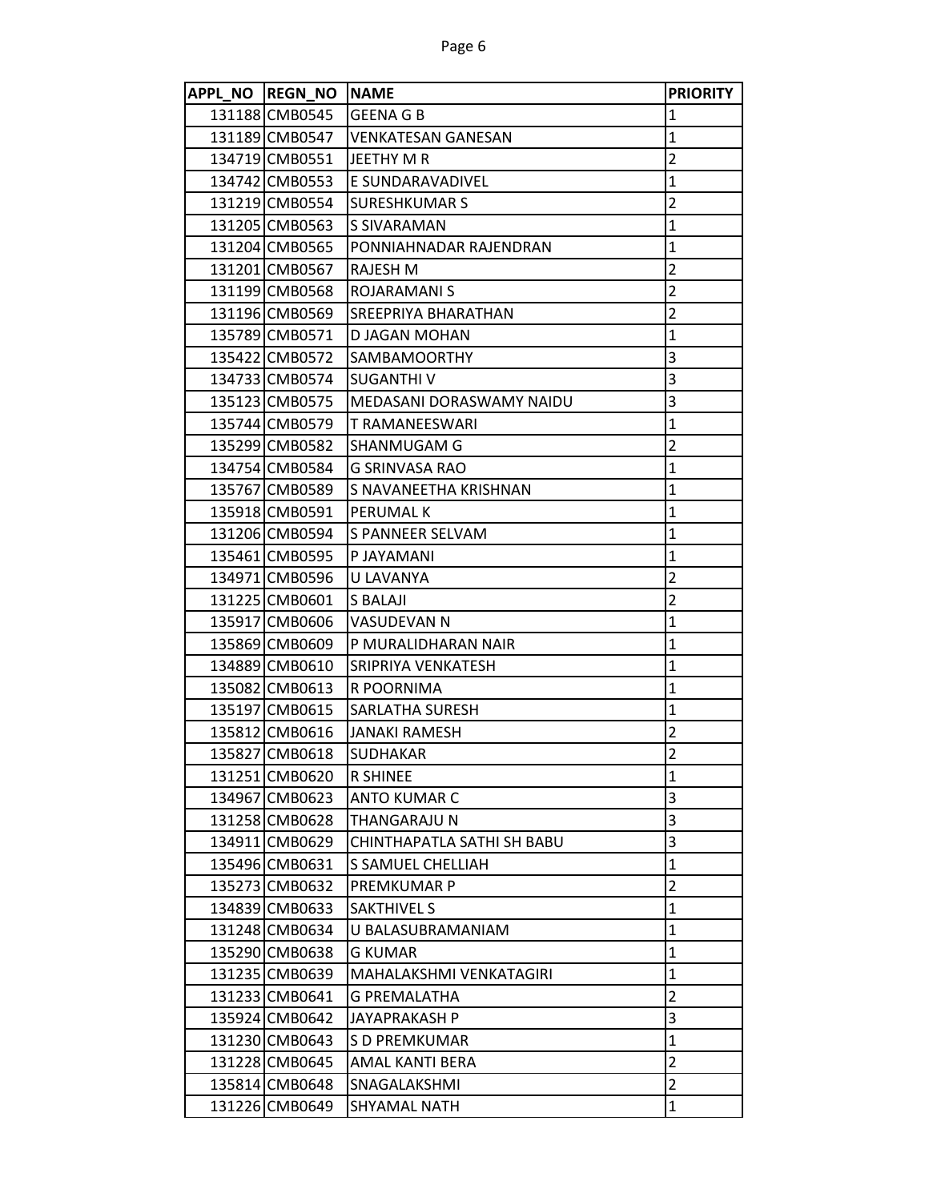| APPL_NO | REGN_NO | NAME | PRIORITY |
|---|---|---|---|
| 131188 | CMB0545 | GEENA G B | 1 |
| 131189 | CMB0547 | VENKATESAN GANESAN | 1 |
| 134719 | CMB0551 | JEETHY M R | 2 |
| 134742 | CMB0553 | E SUNDARAVADIVEL | 1 |
| 131219 | CMB0554 | SURESHKUMAR S | 2 |
| 131205 | CMB0563 | S SIVARAMAN | 1 |
| 131204 | CMB0565 | PONNIAHNADAR RAJENDRAN | 1 |
| 131201 | CMB0567 | RAJESH M | 2 |
| 131199 | CMB0568 | ROJARAMANI S | 2 |
| 131196 | CMB0569 | SREEPRIYA BHARATHAN | 2 |
| 135789 | CMB0571 | D JAGAN MOHAN | 1 |
| 135422 | CMB0572 | SAMBAMOORTHY | 3 |
| 134733 | CMB0574 | SUGANTHI V | 3 |
| 135123 | CMB0575 | MEDASANI DORASWAMY NAIDU | 3 |
| 135744 | CMB0579 | T RAMANEESWARI | 1 |
| 135299 | CMB0582 | SHANMUGAM G | 2 |
| 134754 | CMB0584 | G SRINVASA RAO | 1 |
| 135767 | CMB0589 | S NAVANEETHA KRISHNAN | 1 |
| 135918 | CMB0591 | PERUMAL K | 1 |
| 131206 | CMB0594 | S PANNEER SELVAM | 1 |
| 135461 | CMB0595 | P JAYAMANI | 1 |
| 134971 | CMB0596 | U LAVANYA | 2 |
| 131225 | CMB0601 | S BALAJI | 2 |
| 135917 | CMB0606 | VASUDEVAN N | 1 |
| 135869 | CMB0609 | P MURALIDHARAN NAIR | 1 |
| 134889 | CMB0610 | SRIPRIYA VENKATESH | 1 |
| 135082 | CMB0613 | R POORNIMA | 1 |
| 135197 | CMB0615 | SARLATHA SURESH | 1 |
| 135812 | CMB0616 | JANAKI RAMESH | 2 |
| 135827 | CMB0618 | SUDHAKAR | 2 |
| 131251 | CMB0620 | R SHINEE | 1 |
| 134967 | CMB0623 | ANTO KUMAR C | 3 |
| 131258 | CMB0628 | THANGARAJU N | 3 |
| 134911 | CMB0629 | CHINTHAPATLA SATHI SH BABU | 3 |
| 135496 | CMB0631 | S SAMUEL CHELLIAH | 1 |
| 135273 | CMB0632 | PREMKUMAR P | 2 |
| 134839 | CMB0633 | SAKTHIVEL S | 1 |
| 131248 | CMB0634 | U BALASUBRAMANIAM | 1 |
| 135290 | CMB0638 | G KUMAR | 1 |
| 131235 | CMB0639 | MAHALAKSHMI VENKATAGIRI | 1 |
| 131233 | CMB0641 | G PREMALATHA | 2 |
| 135924 | CMB0642 | JAYAPRAKASH P | 3 |
| 131230 | CMB0643 | S D PREMKUMAR | 1 |
| 131228 | CMB0645 | AMAL KANTI BERA | 2 |
| 135814 | CMB0648 | SNAGALAKSHMI | 2 |
| 131226 | CMB0649 | SHYAMAL NATH | 1 |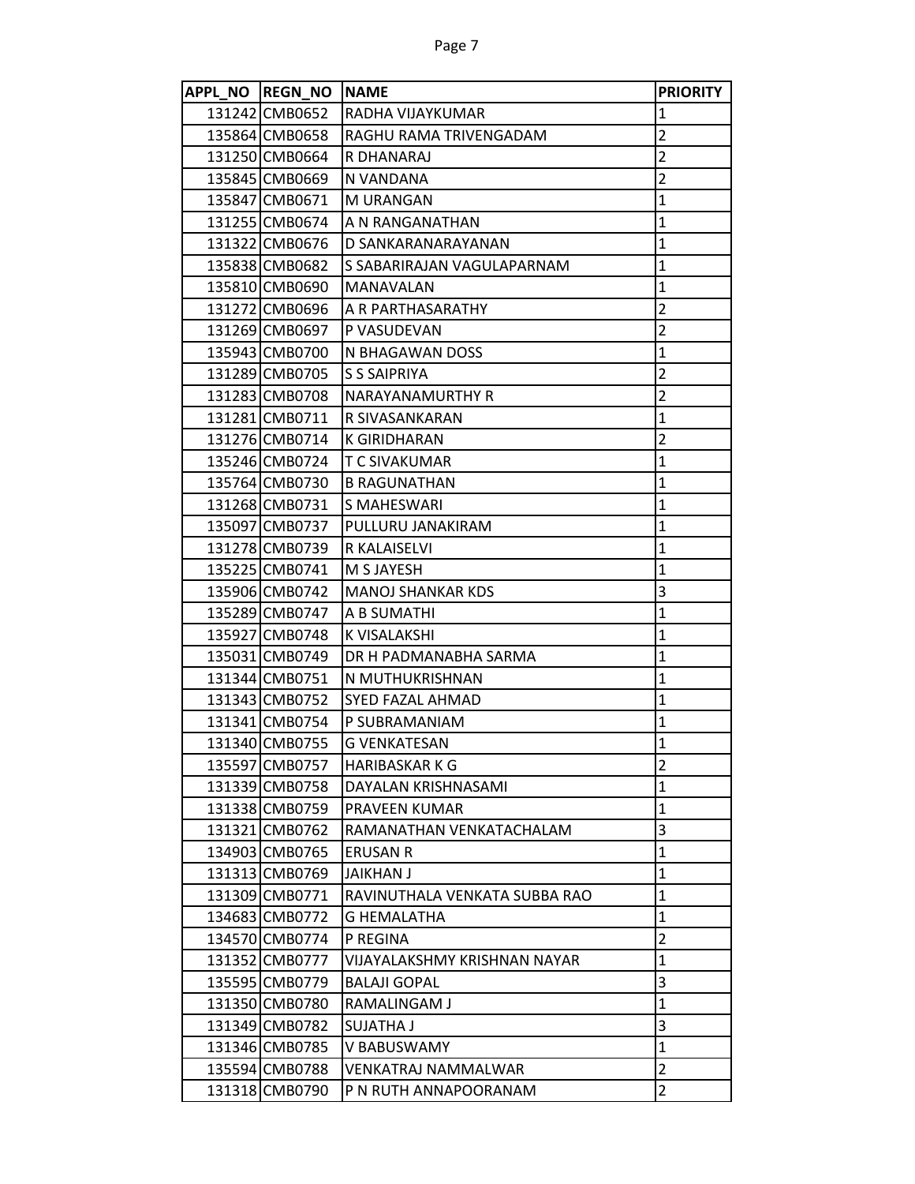| APPL_NO | REGN_NO | NAME | PRIORITY |
|---|---|---|---|
| 131242 | CMB0652 | RADHA VIJAYKUMAR | 1 |
| 135864 | CMB0658 | RAGHU RAMA TRIVENGADAM | 2 |
| 131250 | CMB0664 | R DHANARAJ | 2 |
| 135845 | CMB0669 | N VANDANA | 2 |
| 135847 | CMB0671 | M URANGAN | 1 |
| 131255 | CMB0674 | A N RANGANATHAN | 1 |
| 131322 | CMB0676 | D SANKARANARAYANAN | 1 |
| 135838 | CMB0682 | S SABARIRAJAN VAGULAPARNAM | 1 |
| 135810 | CMB0690 | MANAVALAN | 1 |
| 131272 | CMB0696 | A R PARTHASARATHY | 2 |
| 131269 | CMB0697 | P VASUDEVAN | 2 |
| 135943 | CMB0700 | N BHAGAWAN DOSS | 1 |
| 131289 | CMB0705 | S S SAIPRIYA | 2 |
| 131283 | CMB0708 | NARAYANAMURTHY R | 2 |
| 131281 | CMB0711 | R SIVASANKARAN | 1 |
| 131276 | CMB0714 | K GIRIDHARAN | 2 |
| 135246 | CMB0724 | T C SIVAKUMAR | 1 |
| 135764 | CMB0730 | B RAGUNATHAN | 1 |
| 131268 | CMB0731 | S MAHESWARI | 1 |
| 135097 | CMB0737 | PULLURU JANAKIRAM | 1 |
| 131278 | CMB0739 | R KALAISELVI | 1 |
| 135225 | CMB0741 | M S JAYESH | 1 |
| 135906 | CMB0742 | MANOJ SHANKAR KDS | 3 |
| 135289 | CMB0747 | A B SUMATHI | 1 |
| 135927 | CMB0748 | K VISALAKSHI | 1 |
| 135031 | CMB0749 | DR H PADMANABHA SARMA | 1 |
| 131344 | CMB0751 | N MUTHUKRISHNAN | 1 |
| 131343 | CMB0752 | SYED FAZAL AHMAD | 1 |
| 131341 | CMB0754 | P SUBRAMANIAM | 1 |
| 131340 | CMB0755 | G VENKATESAN | 1 |
| 135597 | CMB0757 | HARIBASKAR K G | 2 |
| 131339 | CMB0758 | DAYALAN KRISHNASAMI | 1 |
| 131338 | CMB0759 | PRAVEEN KUMAR | 1 |
| 131321 | CMB0762 | RAMANATHAN VENKATACHALAM | 3 |
| 134903 | CMB0765 | ERUSAN R | 1 |
| 131313 | CMB0769 | JAIKHAN J | 1 |
| 131309 | CMB0771 | RAVINUTHALA VENKATA SUBBA RAO | 1 |
| 134683 | CMB0772 | G HEMALATHA | 1 |
| 134570 | CMB0774 | P REGINA | 2 |
| 131352 | CMB0777 | VIJAYALAKSHMY KRISHNAN NAYAR | 1 |
| 135595 | CMB0779 | BALAJI GOPAL | 3 |
| 131350 | CMB0780 | RAMALINGAM J | 1 |
| 131349 | CMB0782 | SUJATHA J | 3 |
| 131346 | CMB0785 | V BABUSWAMY | 1 |
| 135594 | CMB0788 | VENKATRAJ NAMMALWAR | 2 |
| 131318 | CMB0790 | P N RUTH ANNAPOORANAM | 2 |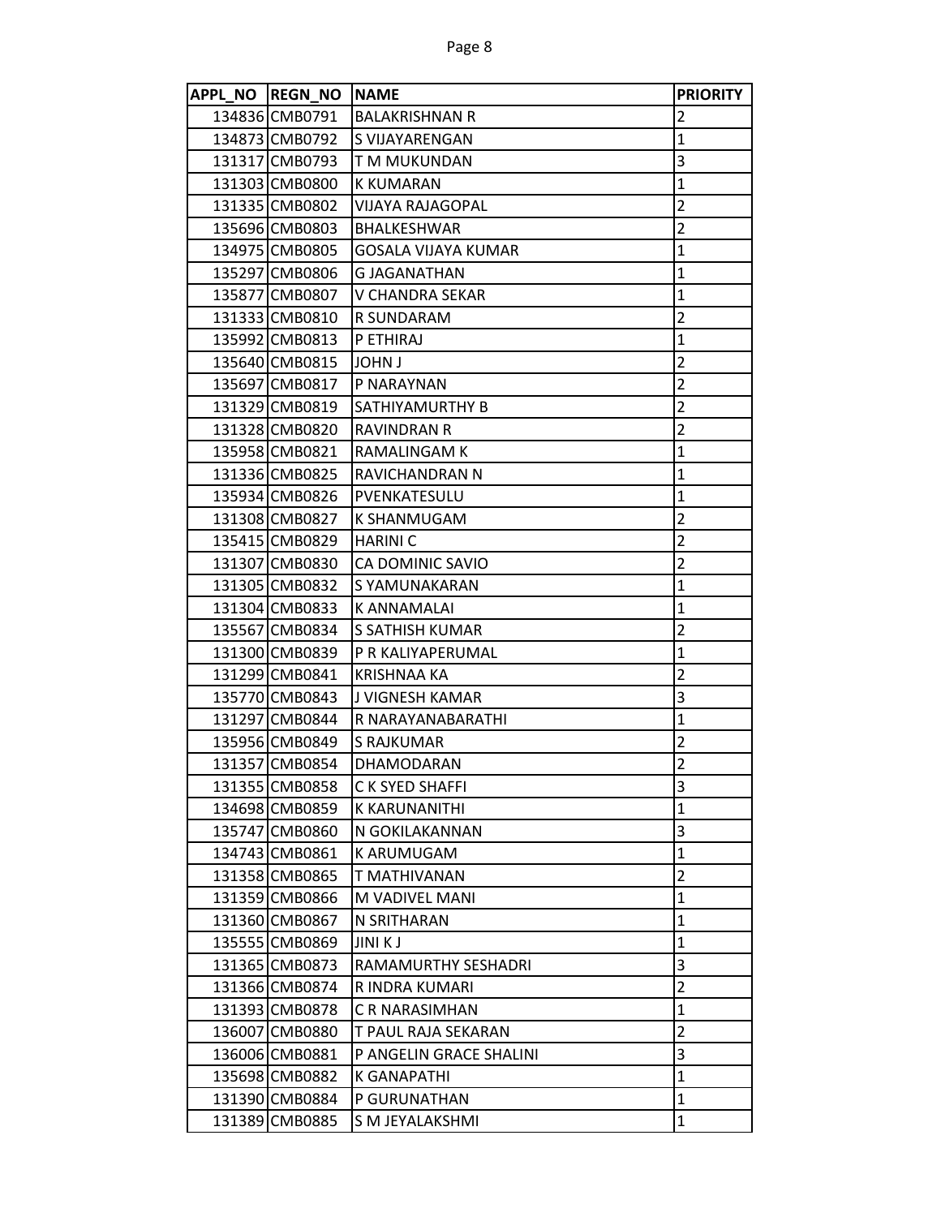| APPL_NO | REGN_NO | NAME | PRIORITY |
|---|---|---|---|
| 134836 | CMB0791 | BALAKRISHNAN R | 2 |
| 134873 | CMB0792 | S VIJAYARENGAN | 1 |
| 131317 | CMB0793 | T M MUKUNDAN | 3 |
| 131303 | CMB0800 | K KUMARAN | 1 |
| 131335 | CMB0802 | VIJAYA RAJAGOPAL | 2 |
| 135696 | CMB0803 | BHALKESHWAR | 2 |
| 134975 | CMB0805 | GOSALA VIJAYA KUMAR | 1 |
| 135297 | CMB0806 | G JAGANATHAN | 1 |
| 135877 | CMB0807 | V CHANDRA SEKAR | 1 |
| 131333 | CMB0810 | R SUNDARAM | 2 |
| 135992 | CMB0813 | P ETHIRAJ | 1 |
| 135640 | CMB0815 | JOHN J | 2 |
| 135697 | CMB0817 | P NARAYNAN | 2 |
| 131329 | CMB0819 | SATHIYAMURTHY B | 2 |
| 131328 | CMB0820 | RAVINDRAN R | 2 |
| 135958 | CMB0821 | RAMALINGAM K | 1 |
| 131336 | CMB0825 | RAVICHANDRAN N | 1 |
| 135934 | CMB0826 | PVENKATESULU | 1 |
| 131308 | CMB0827 | K SHANMUGAM | 2 |
| 135415 | CMB0829 | HARINI C | 2 |
| 131307 | CMB0830 | CA DOMINIC SAVIO | 2 |
| 131305 | CMB0832 | S YAMUNAKARAN | 1 |
| 131304 | CMB0833 | K ANNAMALAI | 1 |
| 135567 | CMB0834 | S SATHISH KUMAR | 2 |
| 131300 | CMB0839 | P R KALIYAPERUMAL | 1 |
| 131299 | CMB0841 | KRISHNAA KA | 2 |
| 135770 | CMB0843 | J VIGNESH KAMAR | 3 |
| 131297 | CMB0844 | R NARAYANABARATHI | 1 |
| 135956 | CMB0849 | S RAJKUMAR | 2 |
| 131357 | CMB0854 | DHAMODARAN | 2 |
| 131355 | CMB0858 | C K SYED SHAFFI | 3 |
| 134698 | CMB0859 | K KARUNANITHI | 1 |
| 135747 | CMB0860 | N GOKILAKANNAN | 3 |
| 134743 | CMB0861 | K ARUMUGAM | 1 |
| 131358 | CMB0865 | T MATHIVANAN | 2 |
| 131359 | CMB0866 | M VADIVEL MANI | 1 |
| 131360 | CMB0867 | N SRITHARAN | 1 |
| 135555 | CMB0869 | JINI K J | 1 |
| 131365 | CMB0873 | RAMAMURTHY SESHADRI | 3 |
| 131366 | CMB0874 | R INDRA KUMARI | 2 |
| 131393 | CMB0878 | C R NARASIMHAN | 1 |
| 136007 | CMB0880 | T PAUL RAJA SEKARAN | 2 |
| 136006 | CMB0881 | P ANGELIN GRACE SHALINI | 3 |
| 135698 | CMB0882 | K GANAPATHI | 1 |
| 131390 | CMB0884 | P GURUNATHAN | 1 |
| 131389 | CMB0885 | S M JEYALAKSHMI | 1 |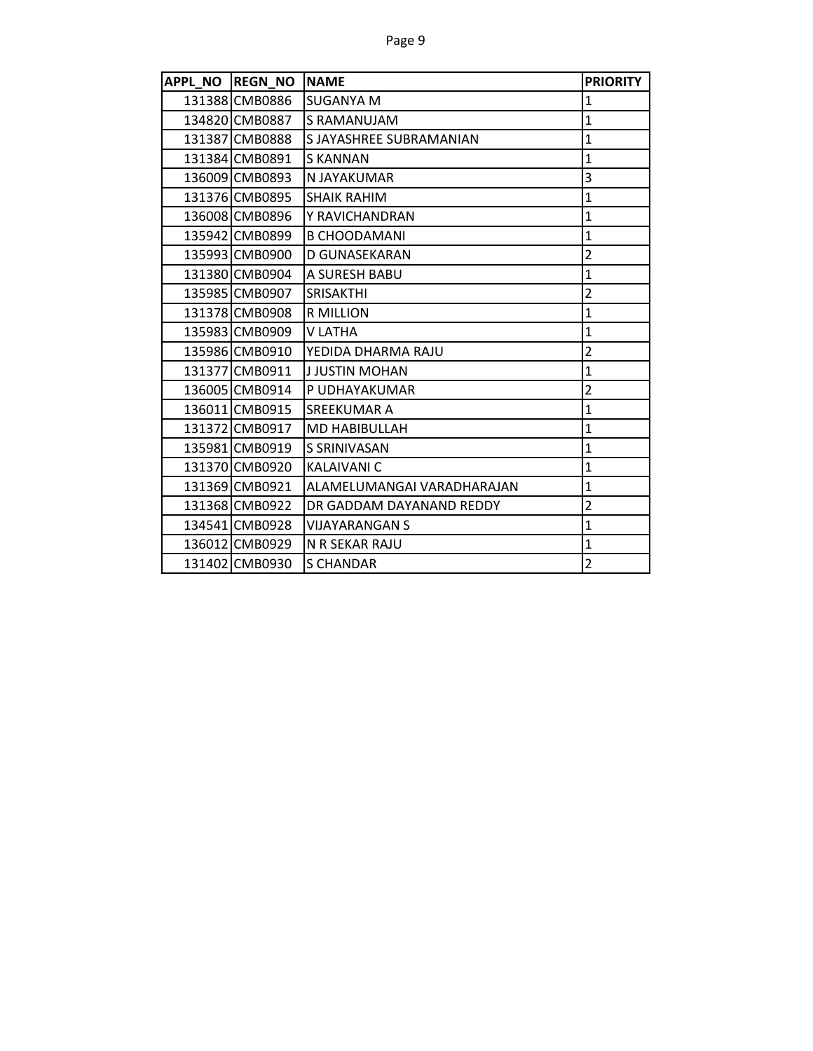| APPL_NO | REGN_NO | NAME | PRIORITY |
|---|---|---|---|
| 131388 | CMB0886 | SUGANYA M | 1 |
| 134820 | CMB0887 | S RAMANUJAM | 1 |
| 131387 | CMB0888 | S JAYASHREE SUBRAMANIAN | 1 |
| 131384 | CMB0891 | S KANNAN | 1 |
| 136009 | CMB0893 | N JAYAKUMAR | 3 |
| 131376 | CMB0895 | SHAIK RAHIM | 1 |
| 136008 | CMB0896 | Y RAVICHANDRAN | 1 |
| 135942 | CMB0899 | B CHOODAMANI | 1 |
| 135993 | CMB0900 | D GUNASEKARAN | 2 |
| 131380 | CMB0904 | A SURESH BABU | 1 |
| 135985 | CMB0907 | SRISAKTHI | 2 |
| 131378 | CMB0908 | R MILLION | 1 |
| 135983 | CMB0909 | V LATHA | 1 |
| 135986 | CMB0910 | YEDIDA DHARMA RAJU | 2 |
| 131377 | CMB0911 | J JUSTIN MOHAN | 1 |
| 136005 | CMB0914 | P UDHAYAKUMAR | 2 |
| 136011 | CMB0915 | SREEKUMAR A | 1 |
| 131372 | CMB0917 | MD HABIBULLAH | 1 |
| 135981 | CMB0919 | S SRINIVASAN | 1 |
| 131370 | CMB0920 | KALAIVANI C | 1 |
| 131369 | CMB0921 | ALAMELUMANGAI VARADHARAJAN | 1 |
| 131368 | CMB0922 | DR GADDAM DAYANAND REDDY | 2 |
| 134541 | CMB0928 | VIJAYARANGAN S | 1 |
| 136012 | CMB0929 | N R SEKAR RAJU | 1 |
| 131402 | CMB0930 | S CHANDAR | 2 |